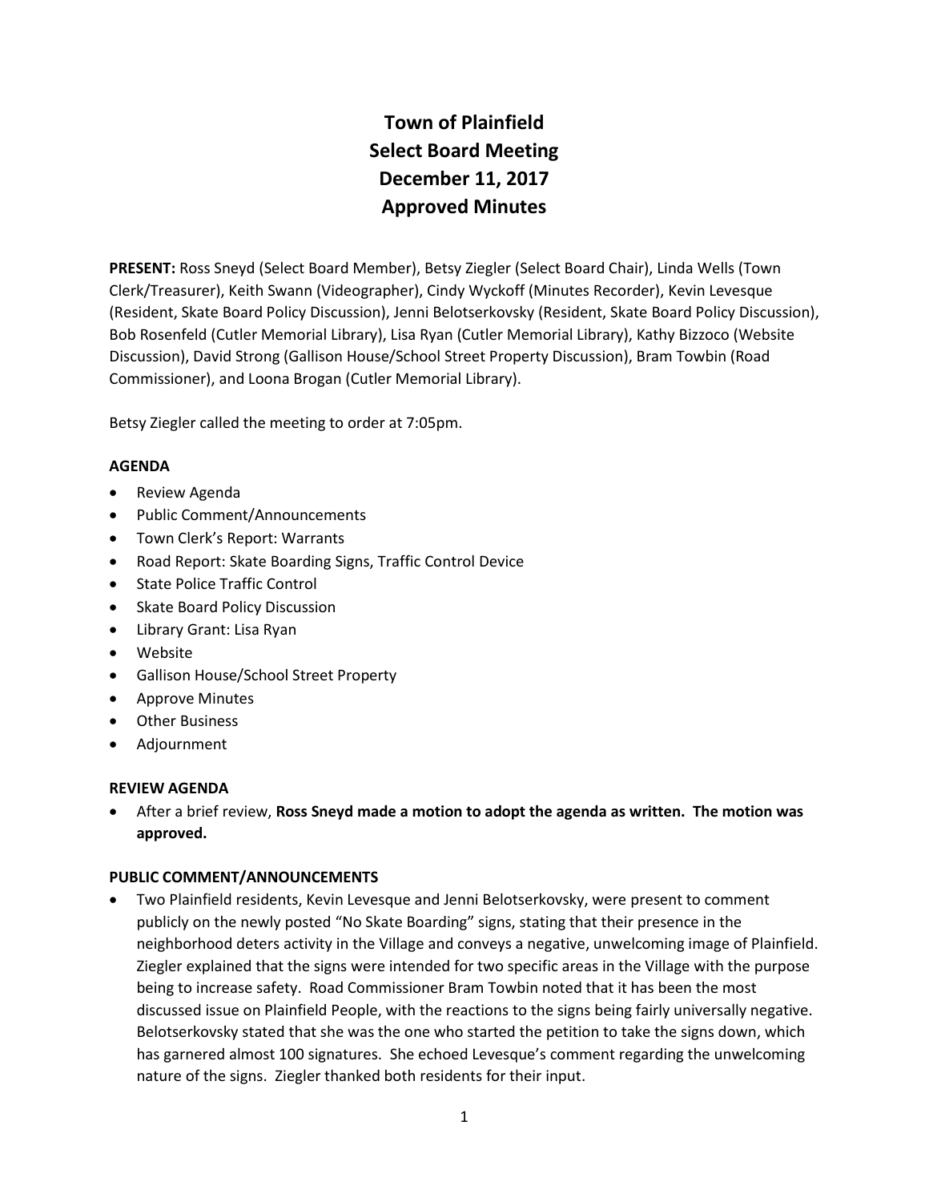# Town of Plainfield
# Select Board Meeting
# December 11, 2017
# Approved Minutes

**PRESENT:** Ross Sneyd (Select Board Member), Betsy Ziegler (Select Board Chair), Linda Wells (Town Clerk/Treasurer), Keith Swann (Videographer), Cindy Wyckoff (Minutes Recorder), Kevin Levesque (Resident, Skate Board Policy Discussion), Jenni Belotserkovsky (Resident, Skate Board Policy Discussion), Bob Rosenfeld (Cutler Memorial Library), Lisa Ryan (Cutler Memorial Library), Kathy Bizzoco (Website Discussion), David Strong (Gallison House/School Street Property Discussion), Bram Towbin (Road Commissioner), and Loona Brogan (Cutler Memorial Library).

Betsy Ziegler called the meeting to order at 7:05pm.

**AGENDA**

- Review Agenda
- Public Comment/Announcements
- Town Clerk's Report: Warrants
- Road Report: Skate Boarding Signs, Traffic Control Device
- State Police Traffic Control
- Skate Board Policy Discussion
- Library Grant: Lisa Ryan
- Website
- Gallison House/School Street Property
- Approve Minutes
- Other Business
- Adjournment

**REVIEW AGENDA**

- After a brief review, **Ross Sneyd made a motion to adopt the agenda as written. The motion was approved.**

**PUBLIC COMMENT/ANNOUNCEMENTS**

- Two Plainfield residents, Kevin Levesque and Jenni Belotserkovsky, were present to comment publicly on the newly posted "No Skate Boarding" signs, stating that their presence in the neighborhood deters activity in the Village and conveys a negative, unwelcoming image of Plainfield. Ziegler explained that the signs were intended for two specific areas in the Village with the purpose being to increase safety. Road Commissioner Bram Towbin noted that it has been the most discussed issue on Plainfield People, with the reactions to the signs being fairly universally negative. Belotserkovsky stated that she was the one who started the petition to take the signs down, which has garnered almost 100 signatures. She echoed Levesque's comment regarding the unwelcoming nature of the signs. Ziegler thanked both residents for their input.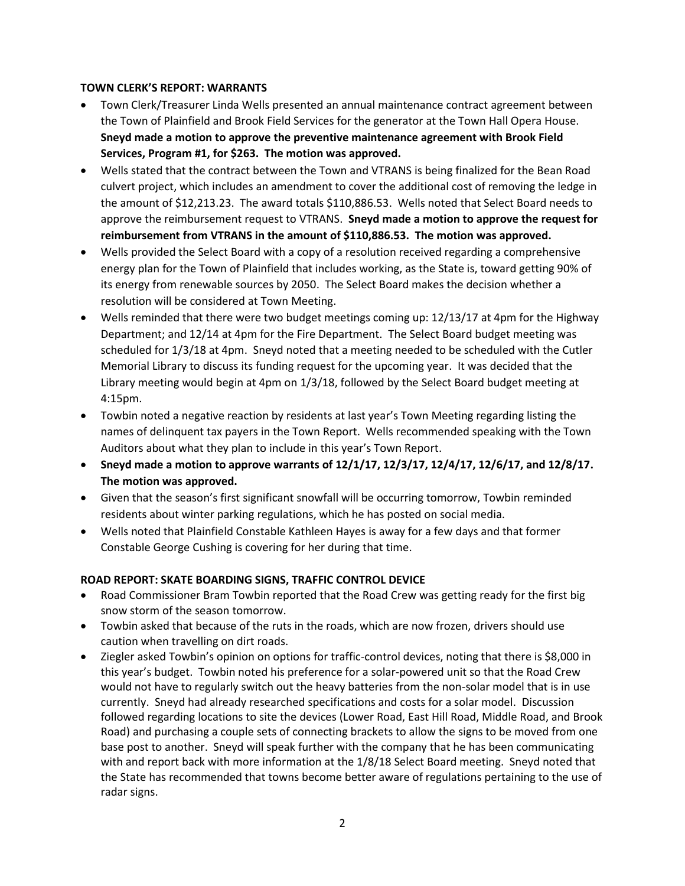**TOWN CLERK'S REPORT: WARRANTS**

- Town Clerk/Treasurer Linda Wells presented an annual maintenance contract agreement between the Town of Plainfield and Brook Field Services for the generator at the Town Hall Opera House. **Sneyd made a motion to approve the preventive maintenance agreement with Brook Field Services, Program #1, for $263. The motion was approved.**
- Wells stated that the contract between the Town and VTRANS is being finalized for the Bean Road culvert project, which includes an amendment to cover the additional cost of removing the ledge in the amount of $12,213.23. The award totals $110,886.53. Wells noted that Select Board needs to approve the reimbursement request to VTRANS. **Sneyd made a motion to approve the request for reimbursement from VTRANS in the amount of $110,886.53. The motion was approved.**
- Wells provided the Select Board with a copy of a resolution received regarding a comprehensive energy plan for the Town of Plainfield that includes working, as the State is, toward getting 90% of its energy from renewable sources by 2050. The Select Board makes the decision whether a resolution will be considered at Town Meeting.
- Wells reminded that there were two budget meetings coming up: 12/13/17 at 4pm for the Highway Department; and 12/14 at 4pm for the Fire Department. The Select Board budget meeting was scheduled for 1/3/18 at 4pm. Sneyd noted that a meeting needed to be scheduled with the Cutler Memorial Library to discuss its funding request for the upcoming year. It was decided that the Library meeting would begin at 4pm on 1/3/18, followed by the Select Board budget meeting at 4:15pm.
- Towbin noted a negative reaction by residents at last year's Town Meeting regarding listing the names of delinquent tax payers in the Town Report. Wells recommended speaking with the Town Auditors about what they plan to include in this year's Town Report.
- **Sneyd made a motion to approve warrants of 12/1/17, 12/3/17, 12/4/17, 12/6/17, and 12/8/17. The motion was approved.**
- Given that the season's first significant snowfall will be occurring tomorrow, Towbin reminded residents about winter parking regulations, which he has posted on social media.
- Wells noted that Plainfield Constable Kathleen Hayes is away for a few days and that former Constable George Cushing is covering for her during that time.

**ROAD REPORT: SKATE BOARDING SIGNS, TRAFFIC CONTROL DEVICE**

- Road Commissioner Bram Towbin reported that the Road Crew was getting ready for the first big snow storm of the season tomorrow.
- Towbin asked that because of the ruts in the roads, which are now frozen, drivers should use caution when travelling on dirt roads.
- Ziegler asked Towbin's opinion on options for traffic-control devices, noting that there is $8,000 in this year's budget. Towbin noted his preference for a solar-powered unit so that the Road Crew would not have to regularly switch out the heavy batteries from the non-solar model that is in use currently. Sneyd had already researched specifications and costs for a solar model. Discussion followed regarding locations to site the devices (Lower Road, East Hill Road, Middle Road, and Brook Road) and purchasing a couple sets of connecting brackets to allow the signs to be moved from one base post to another. Sneyd will speak further with the company that he has been communicating with and report back with more information at the 1/8/18 Select Board meeting. Sneyd noted that the State has recommended that towns become better aware of regulations pertaining to the use of radar signs.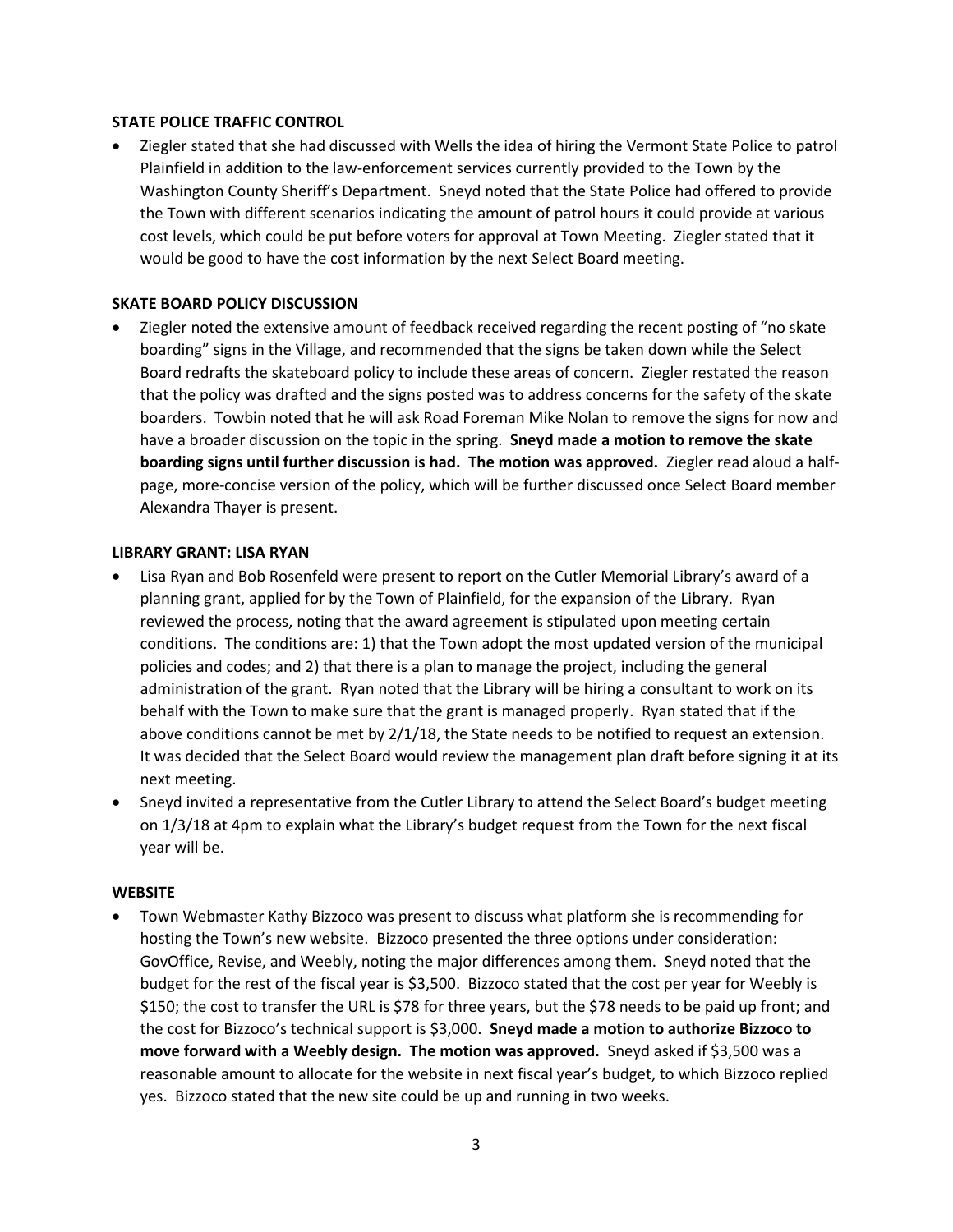**STATE POLICE TRAFFIC CONTROL**

- Ziegler stated that she had discussed with Wells the idea of hiring the Vermont State Police to patrol Plainfield in addition to the law-enforcement services currently provided to the Town by the Washington County Sheriff's Department. Sneyd noted that the State Police had offered to provide the Town with different scenarios indicating the amount of patrol hours it could provide at various cost levels, which could be put before voters for approval at Town Meeting. Ziegler stated that it would be good to have the cost information by the next Select Board meeting.

**SKATE BOARD POLICY DISCUSSION**

- Ziegler noted the extensive amount of feedback received regarding the recent posting of "no skate boarding" signs in the Village, and recommended that the signs be taken down while the Select Board redrafts the skateboard policy to include these areas of concern. Ziegler restated the reason that the policy was drafted and the signs posted was to address concerns for the safety of the skate boarders. Towbin noted that he will ask Road Foreman Mike Nolan to remove the signs for now and have a broader discussion on the topic in the spring. **Sneyd made a motion to remove the skate boarding signs until further discussion is had. The motion was approved.** Ziegler read aloud a half-page, more-concise version of the policy, which will be further discussed once Select Board member Alexandra Thayer is present.

**LIBRARY GRANT: LISA RYAN**

- Lisa Ryan and Bob Rosenfeld were present to report on the Cutler Memorial Library's award of a planning grant, applied for by the Town of Plainfield, for the expansion of the Library. Ryan reviewed the process, noting that the award agreement is stipulated upon meeting certain conditions. The conditions are: 1) that the Town adopt the most updated version of the municipal policies and codes; and 2) that there is a plan to manage the project, including the general administration of the grant. Ryan noted that the Library will be hiring a consultant to work on its behalf with the Town to make sure that the grant is managed properly. Ryan stated that if the above conditions cannot be met by 2/1/18, the State needs to be notified to request an extension. It was decided that the Select Board would review the management plan draft before signing it at its next meeting.
- Sneyd invited a representative from the Cutler Library to attend the Select Board's budget meeting on 1/3/18 at 4pm to explain what the Library's budget request from the Town for the next fiscal year will be.

**WEBSITE**

- Town Webmaster Kathy Bizzoco was present to discuss what platform she is recommending for hosting the Town's new website. Bizzoco presented the three options under consideration: GovOffice, Revise, and Weebly, noting the major differences among them. Sneyd noted that the budget for the rest of the fiscal year is $3,500. Bizzoco stated that the cost per year for Weebly is $150; the cost to transfer the URL is $78 for three years, but the $78 needs to be paid up front; and the cost for Bizzoco's technical support is $3,000. **Sneyd made a motion to authorize Bizzoco to move forward with a Weebly design. The motion was approved.** Sneyd asked if $3,500 was a reasonable amount to allocate for the website in next fiscal year's budget, to which Bizzoco replied yes. Bizzoco stated that the new site could be up and running in two weeks.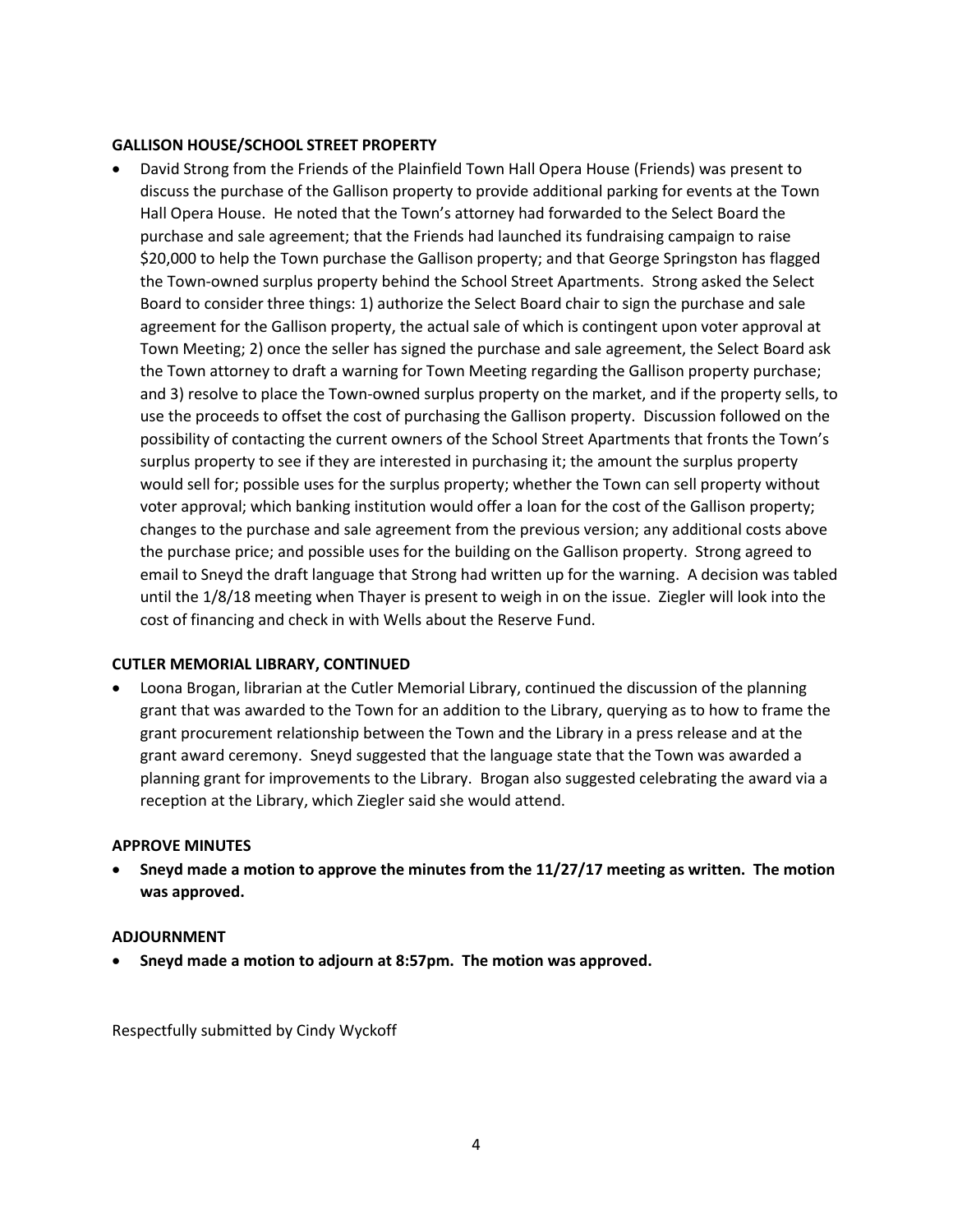**GALLISON HOUSE/SCHOOL STREET PROPERTY**

- David Strong from the Friends of the Plainfield Town Hall Opera House (Friends) was present to discuss the purchase of the Gallison property to provide additional parking for events at the Town Hall Opera House. He noted that the Town's attorney had forwarded to the Select Board the purchase and sale agreement; that the Friends had launched its fundraising campaign to raise $20,000 to help the Town purchase the Gallison property; and that George Springston has flagged the Town-owned surplus property behind the School Street Apartments. Strong asked the Select Board to consider three things: 1) authorize the Select Board chair to sign the purchase and sale agreement for the Gallison property, the actual sale of which is contingent upon voter approval at Town Meeting; 2) once the seller has signed the purchase and sale agreement, the Select Board ask the Town attorney to draft a warning for Town Meeting regarding the Gallison property purchase; and 3) resolve to place the Town-owned surplus property on the market, and if the property sells, to use the proceeds to offset the cost of purchasing the Gallison property. Discussion followed on the possibility of contacting the current owners of the School Street Apartments that fronts the Town's surplus property to see if they are interested in purchasing it; the amount the surplus property would sell for; possible uses for the surplus property; whether the Town can sell property without voter approval; which banking institution would offer a loan for the cost of the Gallison property; changes to the purchase and sale agreement from the previous version; any additional costs above the purchase price; and possible uses for the building on the Gallison property. Strong agreed to email to Sneyd the draft language that Strong had written up for the warning. A decision was tabled until the 1/8/18 meeting when Thayer is present to weigh in on the issue. Ziegler will look into the cost of financing and check in with Wells about the Reserve Fund.

**CUTLER MEMORIAL LIBRARY, CONTINUED**

- Loona Brogan, librarian at the Cutler Memorial Library, continued the discussion of the planning grant that was awarded to the Town for an addition to the Library, querying as to how to frame the grant procurement relationship between the Town and the Library in a press release and at the grant award ceremony. Sneyd suggested that the language state that the Town was awarded a planning grant for improvements to the Library. Brogan also suggested celebrating the award via a reception at the Library, which Ziegler said she would attend.

**APPROVE MINUTES**

- **Sneyd made a motion to approve the minutes from the 11/27/17 meeting as written. The motion was approved.**

**ADJOURNMENT**

- **Sneyd made a motion to adjourn at 8:57pm. The motion was approved.**

Respectfully submitted by Cindy Wyckoff